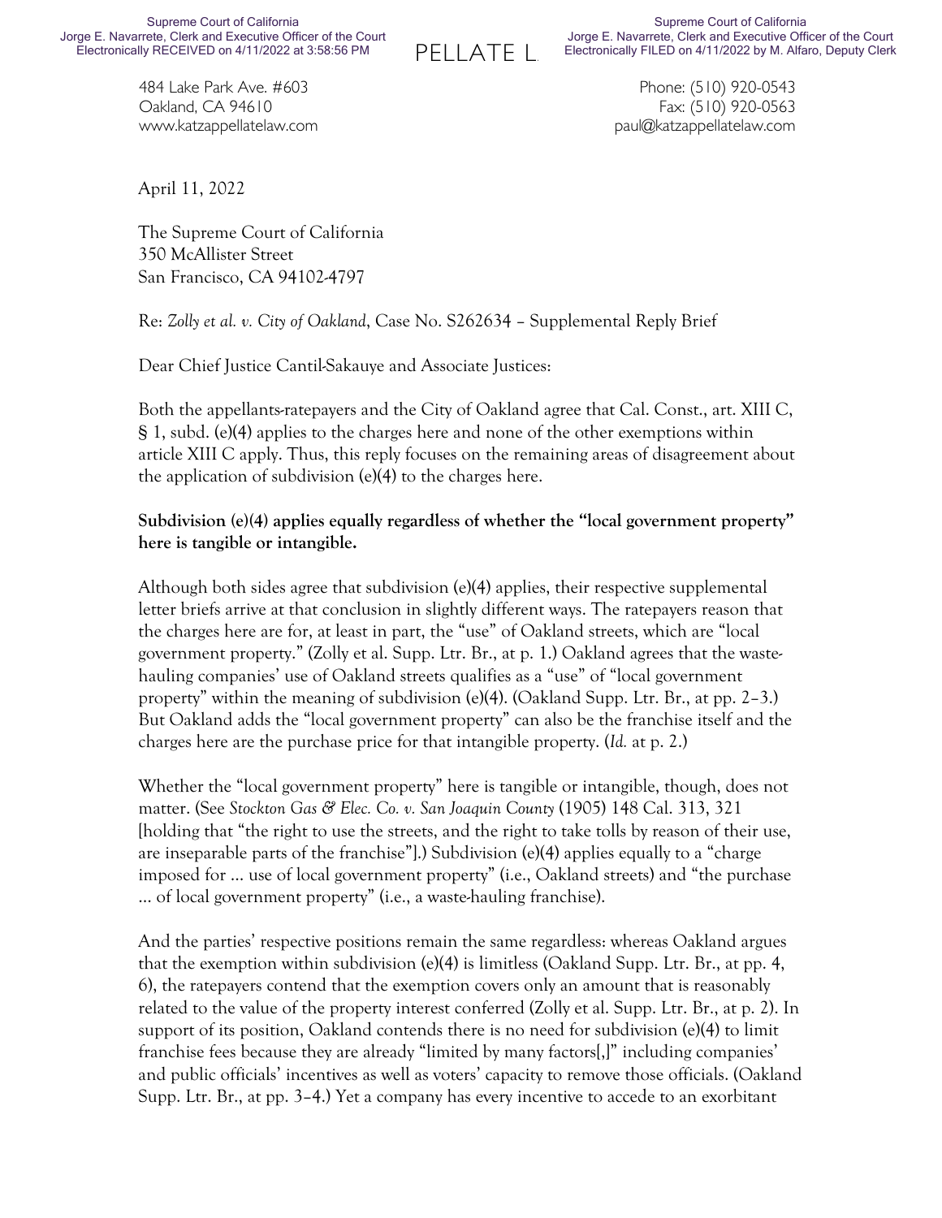484 Lake Park Ave. #603
Oakland, CA 94610
www.katzappellatelaw.com

Phone: (510) 920-0543
Fax: (510) 920-0563
paul@katzappellatelaw.com

April 11, 2022

The Supreme Court of California
350 McAllister Street
San Francisco, CA 94102-4797

Re: *Zolly et al. v. City of Oakland*, Case No. S262634 – Supplemental Reply Brief

Dear Chief Justice Cantil-Sakauye and Associate Justices:

Both the appellants-ratepayers and the City of Oakland agree that Cal. Const., art. XIII C, § 1, subd. (e)(4) applies to the charges here and none of the other exemptions within article XIII C apply. Thus, this reply focuses on the remaining areas of disagreement about the application of subdivision (e)(4) to the charges here.

**Subdivision (e)(4) applies equally regardless of whether the "local government property" here is tangible or intangible.**

Although both sides agree that subdivision (e)(4) applies, their respective supplemental letter briefs arrive at that conclusion in slightly different ways. The ratepayers reason that the charges here are for, at least in part, the "use" of Oakland streets, which are "local government property." (Zolly et al. Supp. Ltr. Br., at p. 1.) Oakland agrees that the waste-hauling companies' use of Oakland streets qualifies as a "use" of "local government property" within the meaning of subdivision (e)(4). (Oakland Supp. Ltr. Br., at pp. 2–3.) But Oakland adds the "local government property" can also be the franchise itself and the charges here are the purchase price for that intangible property. (*Id.* at p. 2.)

Whether the "local government property" here is tangible or intangible, though, does not matter. (See *Stockton Gas & Elec. Co. v. San Joaquin County* (1905) 148 Cal. 313, 321 [holding that "the right to use the streets, and the right to take tolls by reason of their use, are inseparable parts of the franchise"].) Subdivision (e)(4) applies equally to a "charge imposed for … use of local government property" (i.e., Oakland streets) and "the purchase … of local government property" (i.e., a waste-hauling franchise).

And the parties' respective positions remain the same regardless: whereas Oakland argues that the exemption within subdivision (e)(4) is limitless (Oakland Supp. Ltr. Br., at pp. 4, 6), the ratepayers contend that the exemption covers only an amount that is reasonably related to the value of the property interest conferred (Zolly et al. Supp. Ltr. Br., at p. 2). In support of its position, Oakland contends there is no need for subdivision (e)(4) to limit franchise fees because they are already "limited by many factors[,]" including companies' and public officials' incentives as well as voters' capacity to remove those officials. (Oakland Supp. Ltr. Br., at pp. 3–4.) Yet a company has every incentive to accede to an exorbitant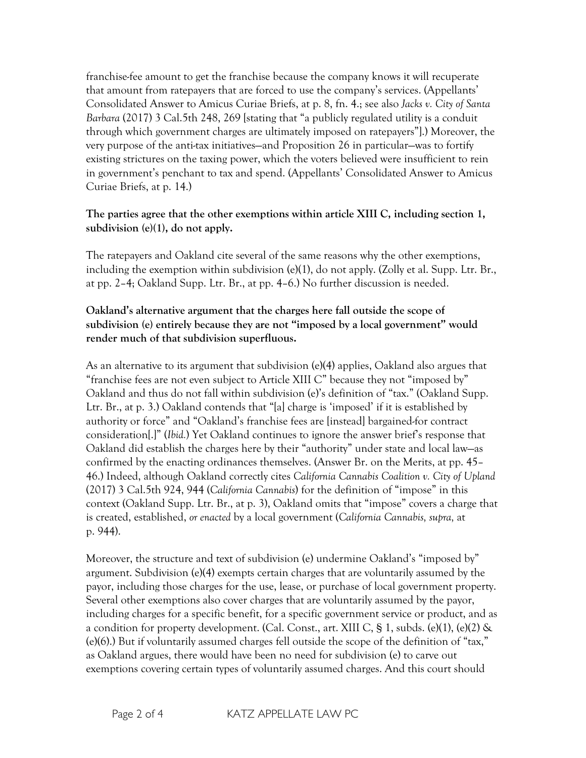franchise-fee amount to get the franchise because the company knows it will recuperate that amount from ratepayers that are forced to use the company's services. (Appellants' Consolidated Answer to Amicus Curiae Briefs, at p. 8, fn. 4.; see also *Jacks v. City of Santa Barbara* (2017) 3 Cal.5th 248, 269 [stating that "a publicly regulated utility is a conduit through which government charges are ultimately imposed on ratepayers"].) Moreover, the very purpose of the anti-tax initiatives—and Proposition 26 in particular—was to fortify existing strictures on the taxing power, which the voters believed were insufficient to rein in government's penchant to tax and spend. (Appellants' Consolidated Answer to Amicus Curiae Briefs, at p. 14.)

**The parties agree that the other exemptions within article XIII C, including section 1, subdivision (e)(1), do not apply.**

The ratepayers and Oakland cite several of the same reasons why the other exemptions, including the exemption within subdivision (e)(1), do not apply. (Zolly et al. Supp. Ltr. Br., at pp. 2–4; Oakland Supp. Ltr. Br., at pp. 4–6.) No further discussion is needed.

**Oakland's alternative argument that the charges here fall outside the scope of subdivision (e) entirely because they are not "imposed by a local government" would render much of that subdivision superfluous.**

As an alternative to its argument that subdivision (e)(4) applies, Oakland also argues that "franchise fees are not even subject to Article XIII C" because they not "imposed by" Oakland and thus do not fall within subdivision (e)'s definition of "tax." (Oakland Supp. Ltr. Br., at p. 3.) Oakland contends that "[a] charge is 'imposed' if it is established by authority or force" and "Oakland's franchise fees are [instead] bargained-for contract consideration[.]" (*Ibid.*) Yet Oakland continues to ignore the answer brief's response that Oakland did establish the charges here by their "authority" under state and local law—as confirmed by the enacting ordinances themselves. (Answer Br. on the Merits, at pp. 45–46.) Indeed, although Oakland correctly cites *California Cannabis Coalition v. City of Upland* (2017) 3 Cal.5th 924, 944 (*California Cannabis*) for the definition of "impose" in this context (Oakland Supp. Ltr. Br., at p. 3), Oakland omits that "impose" covers a charge that is created, established, *or enacted* by a local government (*California Cannabis, supra,* at p. 944).

Moreover, the structure and text of subdivision (e) undermine Oakland's "imposed by" argument. Subdivision (e)(4) exempts certain charges that are voluntarily assumed by the payor, including those charges for the use, lease, or purchase of local government property. Several other exemptions also cover charges that are voluntarily assumed by the payor, including charges for a specific benefit, for a specific government service or product, and as a condition for property development. (Cal. Const., art. XIII C, § 1, subds. (e)(1), (e)(2) & (e)(6).) But if voluntarily assumed charges fell outside the scope of the definition of "tax," as Oakland argues, there would have been no need for subdivision (e) to carve out exemptions covering certain types of voluntarily assumed charges. And this court should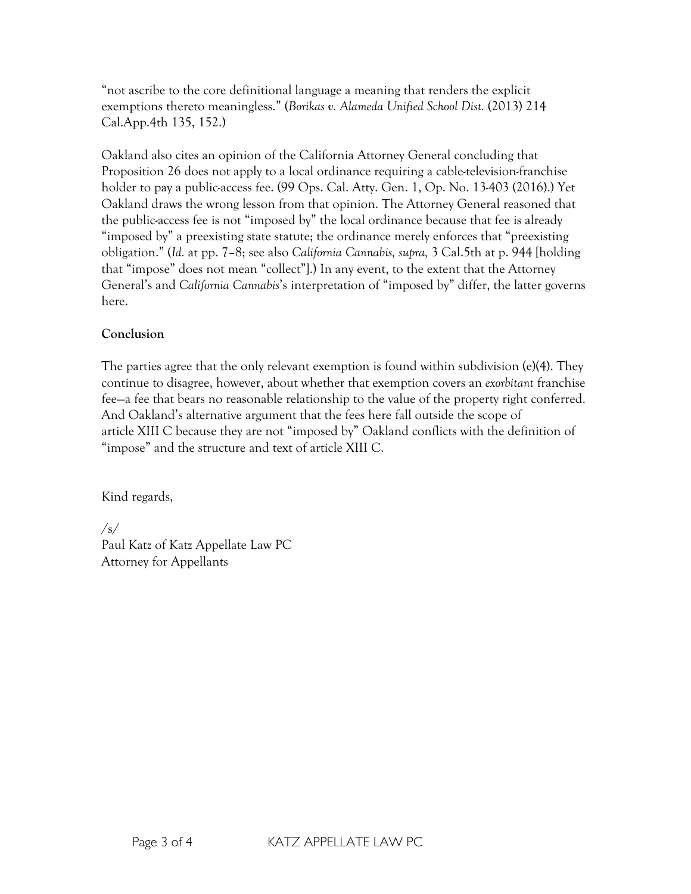"not ascribe to the core definitional language a meaning that renders the explicit exemptions thereto meaningless." (*Borikas v. Alameda Unified School Dist.* (2013) 214 Cal.App.4th 135, 152.)

Oakland also cites an opinion of the California Attorney General concluding that Proposition 26 does not apply to a local ordinance requiring a cable-television-franchise holder to pay a public-access fee. (99 Ops. Cal. Atty. Gen. 1, Op. No. 13-403 (2016).) Yet Oakland draws the wrong lesson from that opinion. The Attorney General reasoned that the public-access fee is not "imposed by" the local ordinance because that fee is already "imposed by" a preexisting state statute; the ordinance merely enforces that "preexisting obligation." (*Id.* at pp. 7–8; see also *California Cannabis, supra,* 3 Cal.5th at p. 944 [holding that "impose" does not mean "collect"].) In any event, to the extent that the Attorney General's and *California Cannabis*'s interpretation of "imposed by" differ, the latter governs here.

**Conclusion**

The parties agree that the only relevant exemption is found within subdivision (e)(4). They continue to disagree, however, about whether that exemption covers an *exorbitant* franchise fee—a fee that bears no reasonable relationship to the value of the property right conferred. And Oakland's alternative argument that the fees here fall outside the scope of article XIII C because they are not "imposed by" Oakland conflicts with the definition of "impose" and the structure and text of article XIII C.

Kind regards,

/s/
Paul Katz of Katz Appellate Law PC
Attorney for Appellants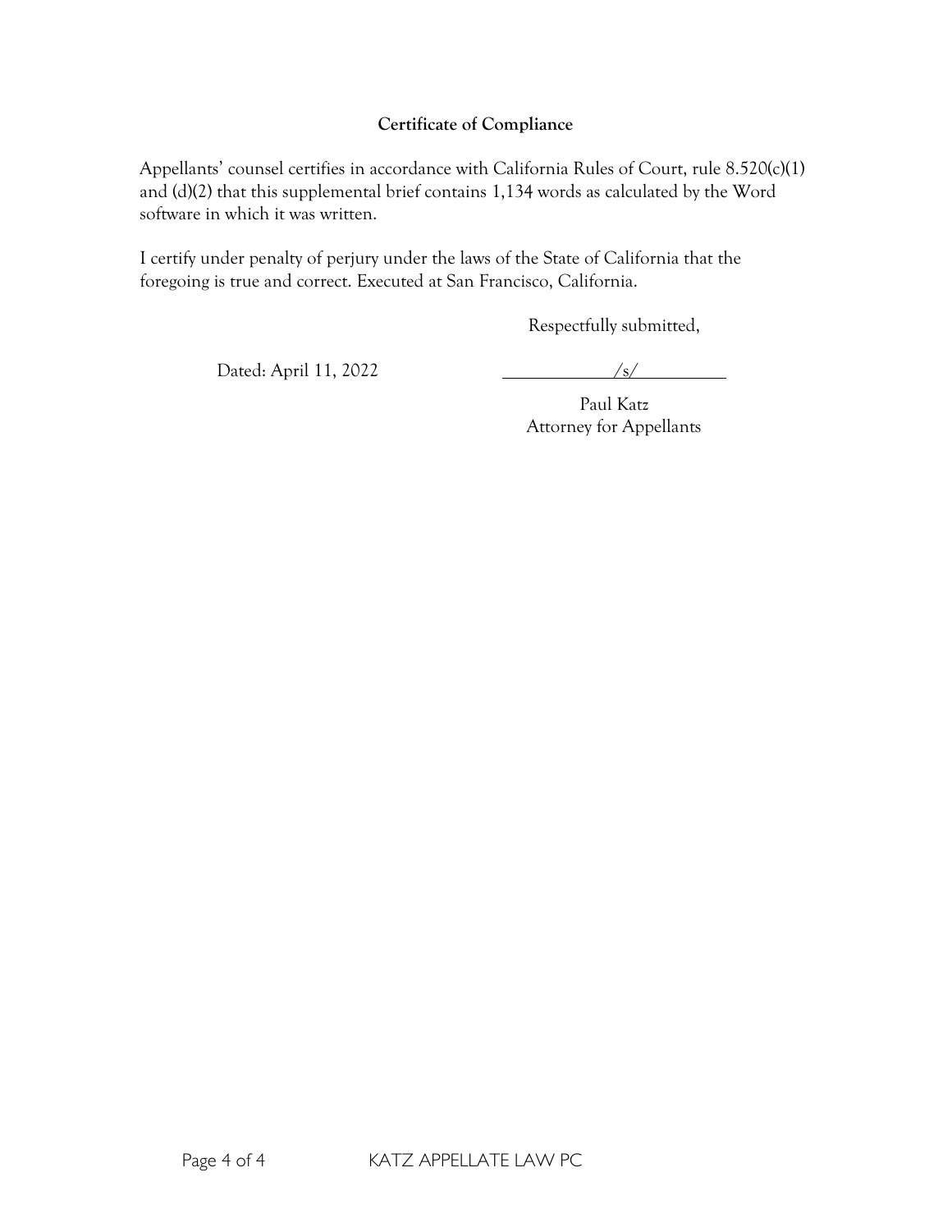**Certificate of Compliance**

Appellants' counsel certifies in accordance with California Rules of Court, rule 8.520(c)(1) and (d)(2) that this supplemental brief contains 1,134 words as calculated by the Word software in which it was written.

I certify under penalty of perjury under the laws of the State of California that the foregoing is true and correct. Executed at San Francisco, California.

Respectfully submitted,

Dated: April 11, 2022

/s/

Paul Katz
Attorney for Appellants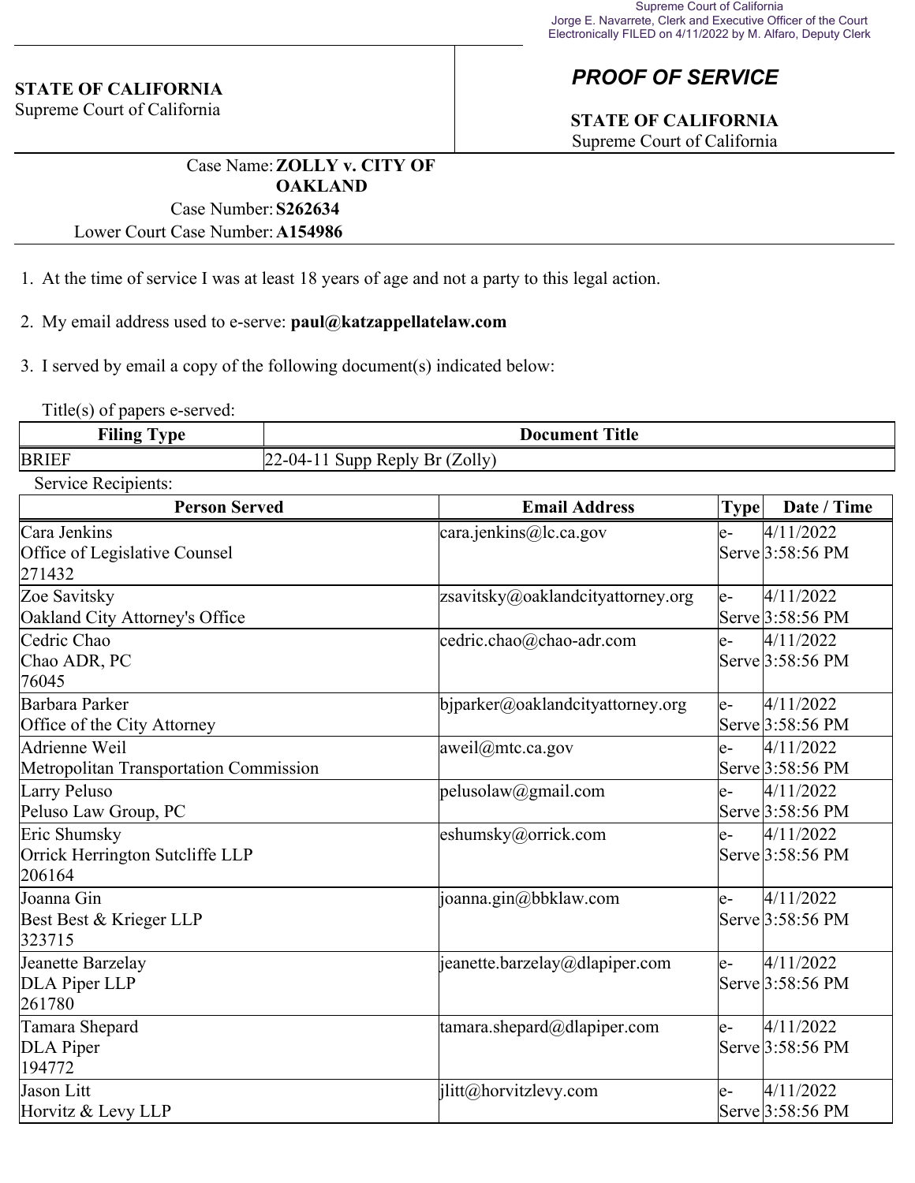Supreme Court of California
Jorge E. Navarrete, Clerk and Executive Officer of the Court
Electronically FILED on 4/11/2022 by M. Alfaro, Deputy Clerk

**STATE OF CALIFORNIA**
Supreme Court of California

## *PROOF OF SERVICE*

**STATE OF CALIFORNIA**
Supreme Court of California

Case Name: **ZOLLY v. CITY OF OAKLAND**
Case Number: **S262634**
Lower Court Case Number: **A154986**

1. At the time of service I was at least 18 years of age and not a party to this legal action.

2. My email address used to e-serve: **paul@katzappellatelaw.com**

3. I served by email a copy of the following document(s) indicated below:

Title(s) of papers e-served:

| Filing Type | Document Title |
|---|---|
| BRIEF | 22-04-11 Supp Reply Br (Zolly) |

Service Recipients:

| Person Served | Email Address | Type | Date / Time |
|---|---|---|---|
| Cara Jenkins<br>Office of Legislative Counsel<br>271432 | cara.jenkins@lc.ca.gov | e-Serve | 4/11/2022 3:58:56 PM |
| Zoe Savitsky<br>Oakland City Attorney's Office | zsavitsky@oaklandcityattorney.org | e-Serve | 4/11/2022 3:58:56 PM |
| Cedric Chao<br>Chao ADR, PC<br>76045 | cedric.chao@chao-adr.com | e-Serve | 4/11/2022 3:58:56 PM |
| Barbara Parker<br>Office of the City Attorney | bjparker@oaklandcityattorney.org | e-Serve | 4/11/2022 3:58:56 PM |
| Adrienne Weil<br>Metropolitan Transportation Commission | aweil@mtc.ca.gov | e-Serve | 4/11/2022 3:58:56 PM |
| Larry Peluso<br>Peluso Law Group, PC | pelusolaw@gmail.com | e-Serve | 4/11/2022 3:58:56 PM |
| Eric Shumsky<br>Orrick Herrington Sutcliffe LLP<br>206164 | eshumsky@orrick.com | e-Serve | 4/11/2022 3:58:56 PM |
| Joanna Gin<br>Best Best & Krieger LLP<br>323715 | joanna.gin@bbklaw.com | e-Serve | 4/11/2022 3:58:56 PM |
| Jeanette Barzelay<br>DLA Piper LLP<br>261780 | jeanette.barzelay@dlapiper.com | e-Serve | 4/11/2022 3:58:56 PM |
| Tamara Shepard<br>DLA Piper<br>194772 | tamara.shepard@dlapiper.com | e-Serve | 4/11/2022 3:58:56 PM |
| Jason Litt<br>Horvitz & Levy LLP | jlitt@horvitzlevy.com | e-Serve | 4/11/2022 3:58:56 PM |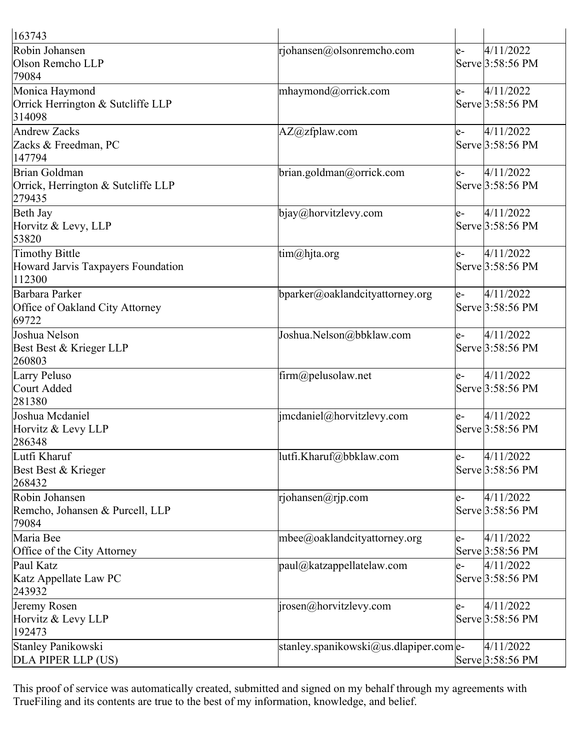| | | | |
|---|---|---|---|
| 163743 | | | |
| Robin Johansen<br>Olson Remcho LLP<br>79084 | rjohansen@olsonremcho.com | e-Serve | 4/11/2022 3:58:56 PM |
| Monica Haymond<br>Orrick Herrington & Sutcliffe LLP<br>314098 | mhaymond@orrick.com | e-Serve | 4/11/2022 3:58:56 PM |
| Andrew Zacks<br>Zacks & Freedman, PC<br>147794 | AZ@zfplaw.com | e-Serve | 4/11/2022 3:58:56 PM |
| Brian Goldman<br>Orrick, Herrington & Sutcliffe LLP<br>279435 | brian.goldman@orrick.com | e-Serve | 4/11/2022 3:58:56 PM |
| Beth Jay<br>Horvitz & Levy, LLP<br>53820 | bjay@horvitzlevy.com | e-Serve | 4/11/2022 3:58:56 PM |
| Timothy Bittle<br>Howard Jarvis Taxpayers Foundation<br>112300 | tim@hjta.org | e-Serve | 4/11/2022 3:58:56 PM |
| Barbara Parker<br>Office of Oakland City Attorney<br>69722 | bparker@oaklandcityattorney.org | e-Serve | 4/11/2022 3:58:56 PM |
| Joshua Nelson<br>Best Best & Krieger LLP<br>260803 | Joshua.Nelson@bbklaw.com | e-Serve | 4/11/2022 3:58:56 PM |
| Larry Peluso<br>Court Added<br>281380 | firm@pelusolaw.net | e-Serve | 4/11/2022 3:58:56 PM |
| Joshua Mcdaniel<br>Horvitz & Levy LLP<br>286348 | jmcdaniel@horvitzlevy.com | e-Serve | 4/11/2022 3:58:56 PM |
| Lutfi Kharuf<br>Best Best & Krieger<br>268432 | lutfi.Kharuf@bbklaw.com | e-Serve | 4/11/2022 3:58:56 PM |
| Robin Johansen<br>Remcho, Johansen & Purcell, LLP<br>79084 | rjohansen@rjp.com | e-Serve | 4/11/2022 3:58:56 PM |
| Maria Bee<br>Office of the City Attorney | mbee@oaklandcityattorney.org | e-Serve | 4/11/2022 3:58:56 PM |
| Paul Katz<br>Katz Appellate Law PC<br>243932 | paul@katzappellatelaw.com | e-Serve | 4/11/2022 3:58:56 PM |
| Jeremy Rosen<br>Horvitz & Levy LLP<br>192473 | jrosen@horvitzlevy.com | e-Serve | 4/11/2022 3:58:56 PM |
| Stanley Panikowski<br>DLA PIPER LLP (US) | stanley.spanikowski@us.dlapiper.com | e-Serve | 4/11/2022 3:58:56 PM |

This proof of service was automatically created, submitted and signed on my behalf through my agreements with TrueFiling and its contents are true to the best of my information, knowledge, and belief.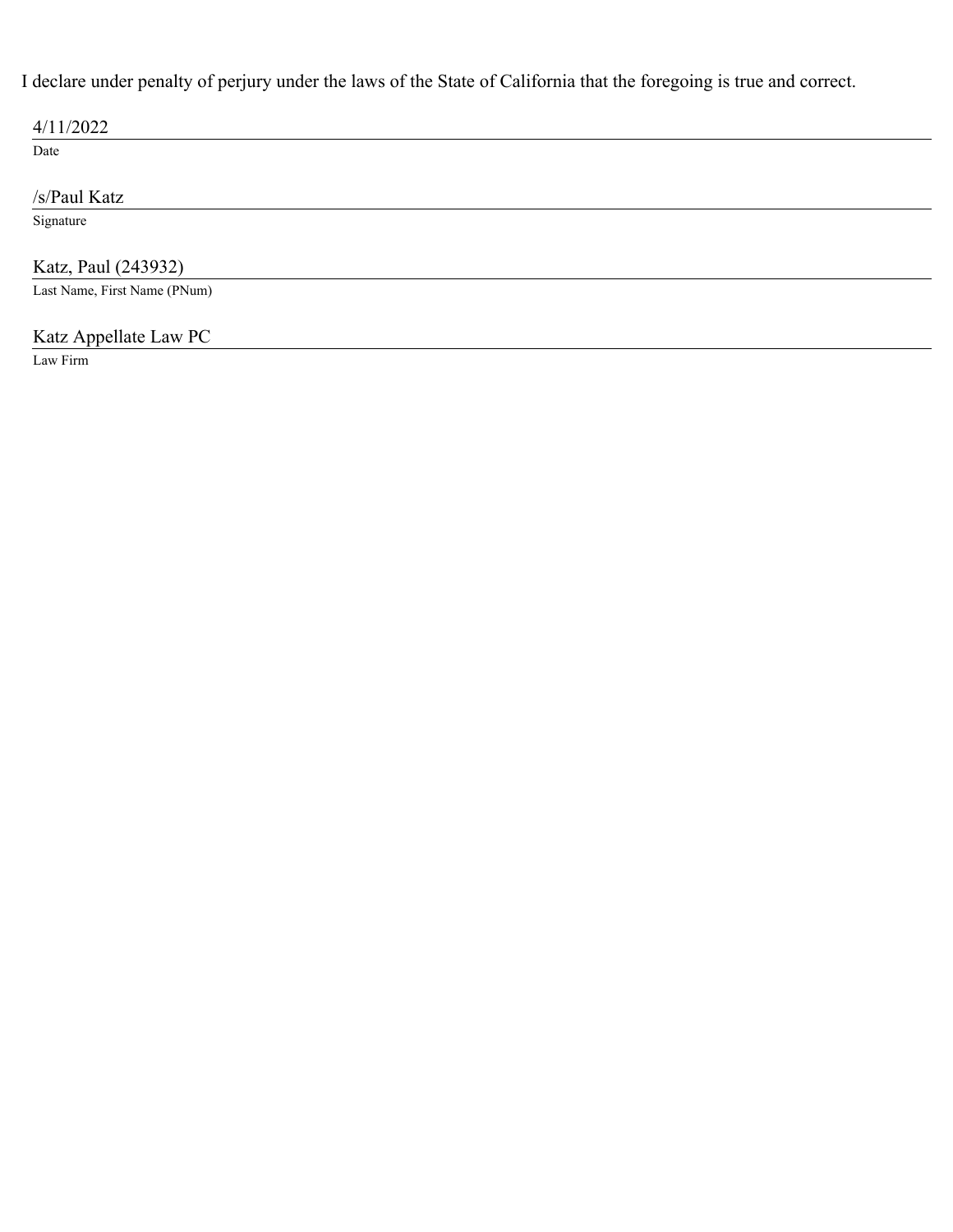I declare under penalty of perjury under the laws of the State of California that the foregoing is true and correct.

4/11/2022

Date

/s/Paul Katz

Signature

Katz, Paul (243932)

Last Name, First Name (PNum)

Katz Appellate Law PC

Law Firm